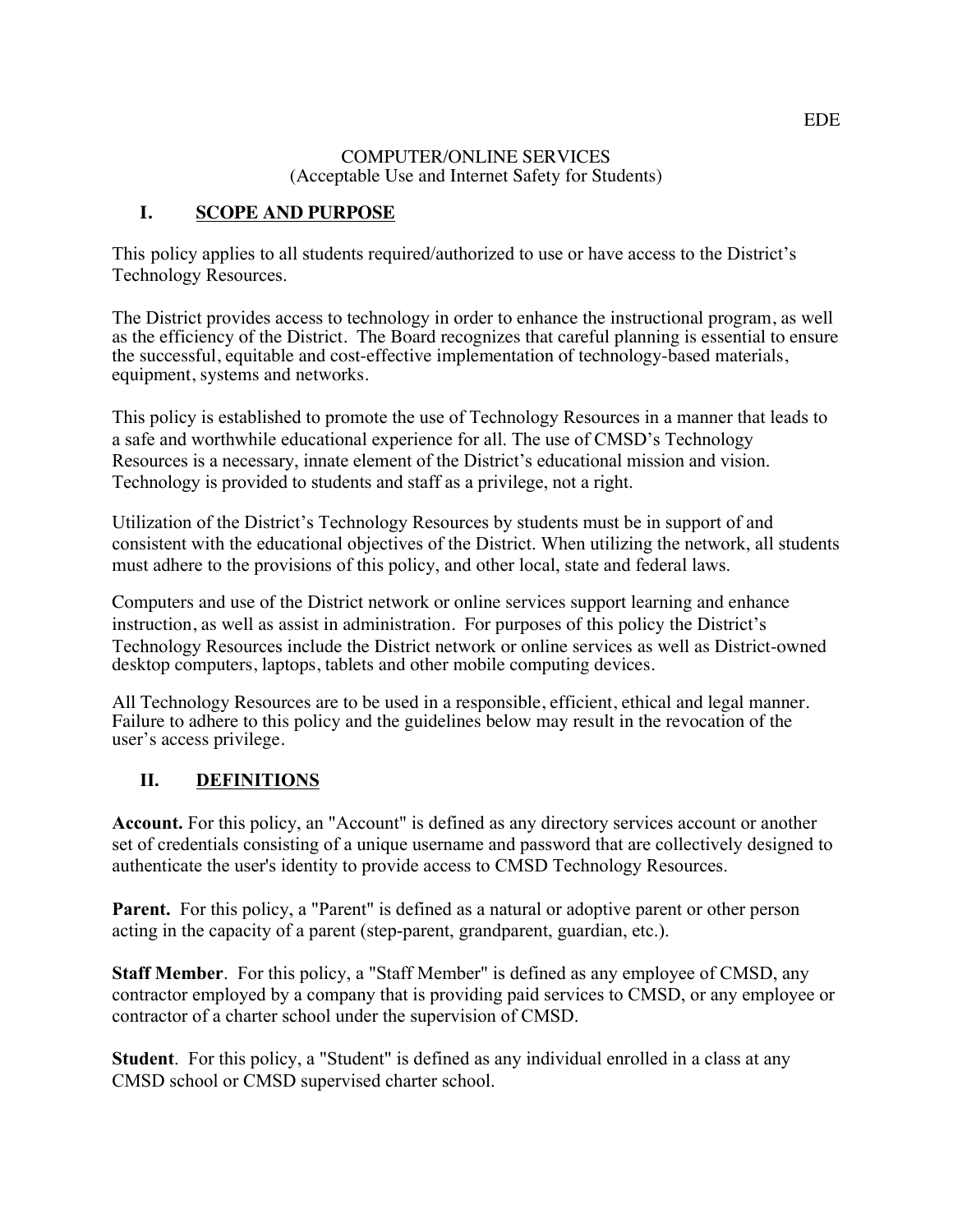EDE

COMPUTER/ONLINE SERVICES
(Acceptable Use and Internet Safety for Students)

## I. SCOPE AND PURPOSE

This policy applies to all students required/authorized to use or have access to the District's Technology Resources.

The District provides access to technology in order to enhance the instructional program, as well as the efficiency of the District. The Board recognizes that careful planning is essential to ensure the successful, equitable and cost-effective implementation of technology-based materials, equipment, systems and networks.

This policy is established to promote the use of Technology Resources in a manner that leads to a safe and worthwhile educational experience for all. The use of CMSD's Technology Resources is a necessary, innate element of the District's educational mission and vision. Technology is provided to students and staff as a privilege, not a right.

Utilization of the District's Technology Resources by students must be in support of and consistent with the educational objectives of the District. When utilizing the network, all students must adhere to the provisions of this policy, and other local, state and federal laws.

Computers and use of the District network or online services support learning and enhance instruction, as well as assist in administration. For purposes of this policy the District's Technology Resources include the District network or online services as well as District-owned desktop computers, laptops, tablets and other mobile computing devices.

All Technology Resources are to be used in a responsible, efficient, ethical and legal manner. Failure to adhere to this policy and the guidelines below may result in the revocation of the user's access privilege.

## II. DEFINITIONS

**Account.** For this policy, an "Account" is defined as any directory services account or another set of credentials consisting of a unique username and password that are collectively designed to authenticate the user's identity to provide access to CMSD Technology Resources.

**Parent.** For this policy, a "Parent" is defined as a natural or adoptive parent or other person acting in the capacity of a parent (step-parent, grandparent, guardian, etc.).

**Staff Member**. For this policy, a "Staff Member" is defined as any employee of CMSD, any contractor employed by a company that is providing paid services to CMSD, or any employee or contractor of a charter school under the supervision of CMSD.

**Student**. For this policy, a "Student" is defined as any individual enrolled in a class at any CMSD school or CMSD supervised charter school.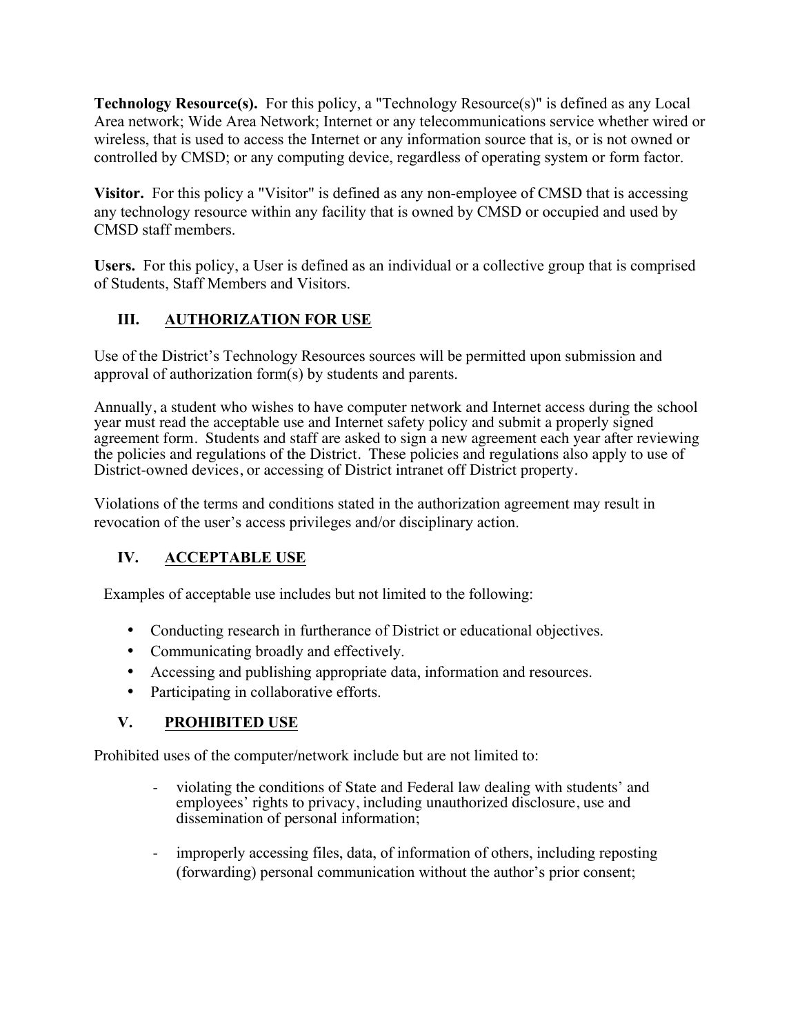**Technology Resource(s).** For this policy, a "Technology Resource(s)" is defined as any Local Area network; Wide Area Network; Internet or any telecommunications service whether wired or wireless, that is used to access the Internet or any information source that is, or is not owned or controlled by CMSD; or any computing device, regardless of operating system or form factor.

**Visitor.** For this policy a "Visitor" is defined as any non-employee of CMSD that is accessing any technology resource within any facility that is owned by CMSD or occupied and used by CMSD staff members.

**Users.** For this policy, a User is defined as an individual or a collective group that is comprised of Students, Staff Members and Visitors.

## III. AUTHORIZATION FOR USE

Use of the District's Technology Resources sources will be permitted upon submission and approval of authorization form(s) by students and parents.

Annually, a student who wishes to have computer network and Internet access during the school year must read the acceptable use and Internet safety policy and submit a properly signed agreement form. Students and staff are asked to sign a new agreement each year after reviewing the policies and regulations of the District. These policies and regulations also apply to use of District-owned devices, or accessing of District intranet off District property.

Violations of the terms and conditions stated in the authorization agreement may result in revocation of the user's access privileges and/or disciplinary action.

## IV. ACCEPTABLE USE

Examples of acceptable use includes but not limited to the following:

- Conducting research in furtherance of District or educational objectives.
- Communicating broadly and effectively.
- Accessing and publishing appropriate data, information and resources.
- Participating in collaborative efforts.

## V. PROHIBITED USE

Prohibited uses of the computer/network include but are not limited to:

- violating the conditions of State and Federal law dealing with students' and employees' rights to privacy, including unauthorized disclosure, use and dissemination of personal information;
- improperly accessing files, data, of information of others, including reposting (forwarding) personal communication without the author's prior consent;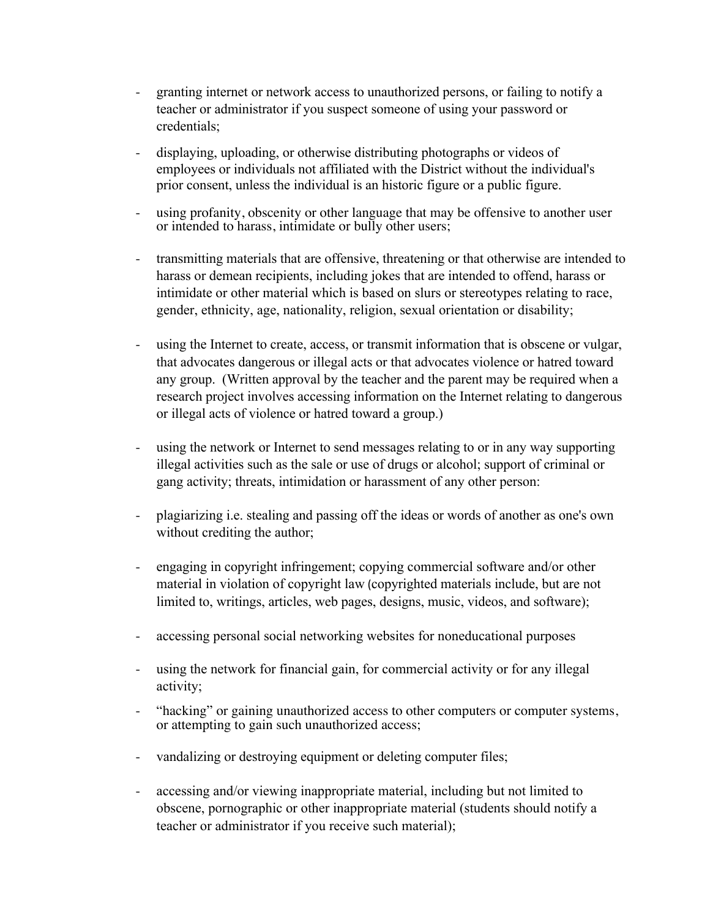- granting internet or network access to unauthorized persons, or failing to notify a teacher or administrator if you suspect someone of using your password or credentials;

- displaying, uploading, or otherwise distributing photographs or videos of employees or individuals not affiliated with the District without the individual's prior consent, unless the individual is an historic figure or a public figure.

- using profanity, obscenity or other language that may be offensive to another user or intended to harass, intimidate or bully other users;

- transmitting materials that are offensive, threatening or that otherwise are intended to harass or demean recipients, including jokes that are intended to offend, harass or intimidate or other material which is based on slurs or stereotypes relating to race, gender, ethnicity, age, nationality, religion, sexual orientation or disability;

- using the Internet to create, access, or transmit information that is obscene or vulgar, that advocates dangerous or illegal acts or that advocates violence or hatred toward any group. (Written approval by the teacher and the parent may be required when a research project involves accessing information on the Internet relating to dangerous or illegal acts of violence or hatred toward a group.)

- using the network or Internet to send messages relating to or in any way supporting illegal activities such as the sale or use of drugs or alcohol; support of criminal or gang activity; threats, intimidation or harassment of any other person:

- plagiarizing i.e. stealing and passing off the ideas or words of another as one's own without crediting the author;

- engaging in copyright infringement; copying commercial software and/or other material in violation of copyright law (copyrighted materials include, but are not limited to, writings, articles, web pages, designs, music, videos, and software);

- accessing personal social networking websites for noneducational purposes

- using the network for financial gain, for commercial activity or for any illegal activity;

- "hacking" or gaining unauthorized access to other computers or computer systems, or attempting to gain such unauthorized access;

- vandalizing or destroying equipment or deleting computer files;

- accessing and/or viewing inappropriate material, including but not limited to obscene, pornographic or other inappropriate material (students should notify a teacher or administrator if you receive such material);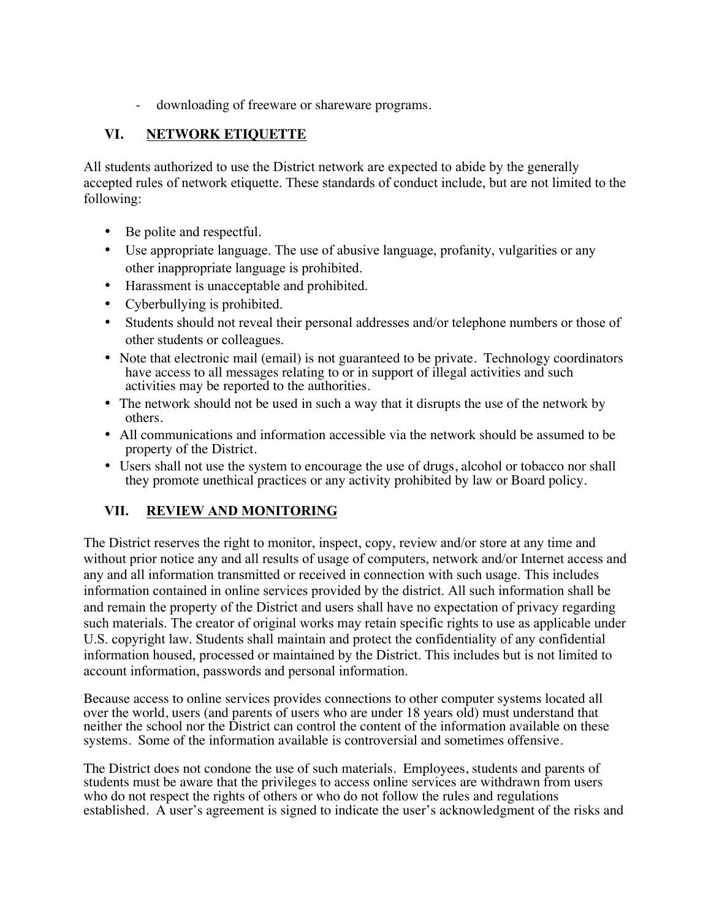- downloading of freeware or shareware programs.

## VI. NETWORK ETIQUETTE

All students authorized to use the District network are expected to abide by the generally accepted rules of network etiquette. These standards of conduct include, but are not limited to the following:

- Be polite and respectful.
- Use appropriate language. The use of abusive language, profanity, vulgarities or any other inappropriate language is prohibited.
- Harassment is unacceptable and prohibited.
- Cyberbullying is prohibited.
- Students should not reveal their personal addresses and/or telephone numbers or those of other students or colleagues.
- Note that electronic mail (email) is not guaranteed to be private. Technology coordinators have access to all messages relating to or in support of illegal activities and such activities may be reported to the authorities.
- The network should not be used in such a way that it disrupts the use of the network by others.
- All communications and information accessible via the network should be assumed to be property of the District.
- Users shall not use the system to encourage the use of drugs, alcohol or tobacco nor shall they promote unethical practices or any activity prohibited by law or Board policy.

## VII. REVIEW AND MONITORING

The District reserves the right to monitor, inspect, copy, review and/or store at any time and without prior notice any and all results of usage of computers, network and/or Internet access and any and all information transmitted or received in connection with such usage. This includes information contained in online services provided by the district. All such information shall be and remain the property of the District and users shall have no expectation of privacy regarding such materials. The creator of original works may retain specific rights to use as applicable under U.S. copyright law. Students shall maintain and protect the confidentiality of any confidential information housed, processed or maintained by the District. This includes but is not limited to account information, passwords and personal information.

Because access to online services provides connections to other computer systems located all over the world, users (and parents of users who are under 18 years old) must understand that neither the school nor the District can control the content of the information available on these systems. Some of the information available is controversial and sometimes offensive.

The District does not condone the use of such materials. Employees, students and parents of students must be aware that the privileges to access online services are withdrawn from users who do not respect the rights of others or who do not follow the rules and regulations established. A user's agreement is signed to indicate the user's acknowledgment of the risks and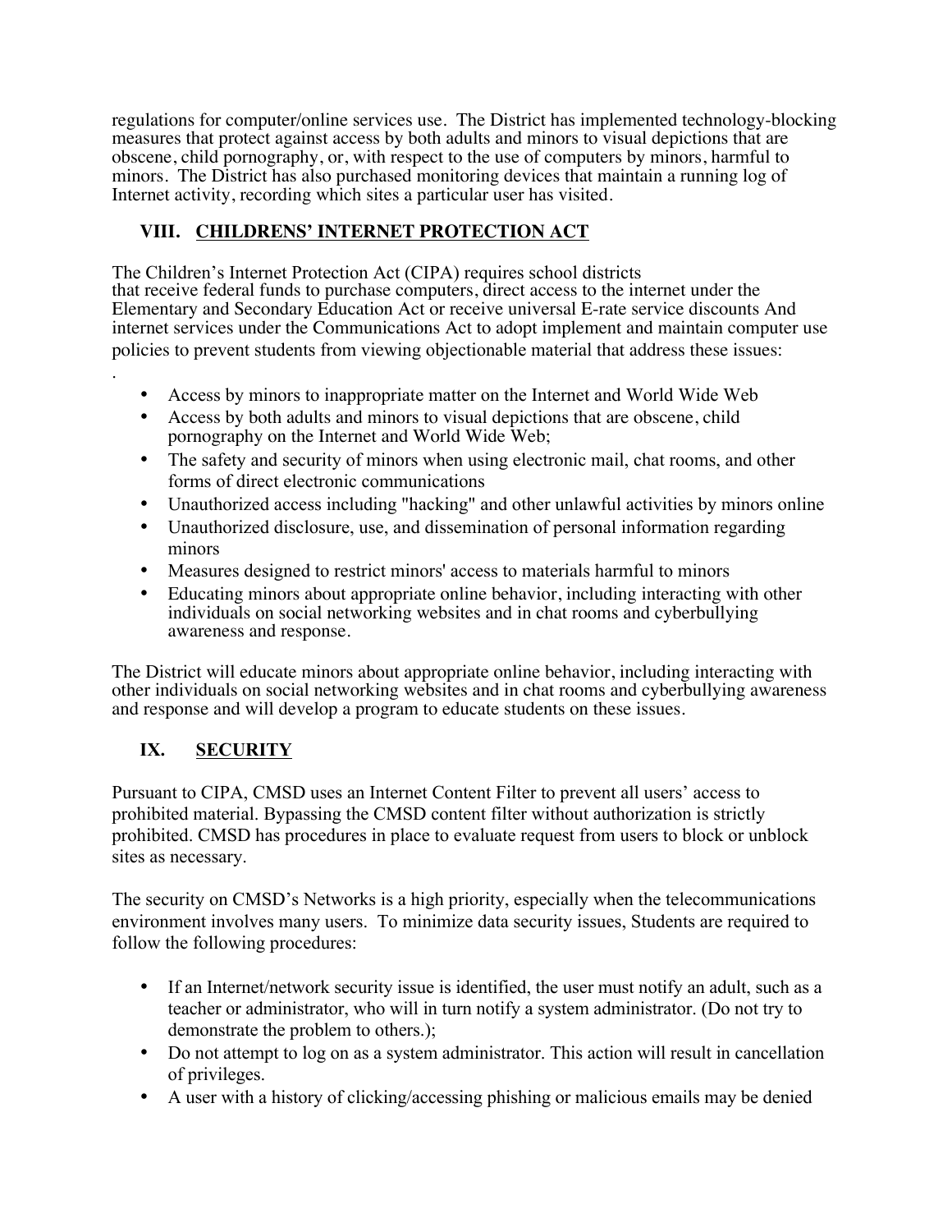regulations for computer/online services use. The District has implemented technology-blocking measures that protect against access by both adults and minors to visual depictions that are obscene, child pornography, or, with respect to the use of computers by minors, harmful to minors. The District has also purchased monitoring devices that maintain a running log of Internet activity, recording which sites a particular user has visited.

## VIII. CHILDRENS' INTERNET PROTECTION ACT

The Children's Internet Protection Act (CIPA) requires school districts that receive federal funds to purchase computers, direct access to the internet under the Elementary and Secondary Education Act or receive universal E-rate service discounts And internet services under the Communications Act to adopt implement and maintain computer use policies to prevent students from viewing objectionable material that address these issues:

.

- Access by minors to inappropriate matter on the Internet and World Wide Web
- Access by both adults and minors to visual depictions that are obscene, child pornography on the Internet and World Wide Web;
- The safety and security of minors when using electronic mail, chat rooms, and other forms of direct electronic communications
- Unauthorized access including "hacking" and other unlawful activities by minors online
- Unauthorized disclosure, use, and dissemination of personal information regarding minors
- Measures designed to restrict minors' access to materials harmful to minors
- Educating minors about appropriate online behavior, including interacting with other individuals on social networking websites and in chat rooms and cyberbullying awareness and response.

The District will educate minors about appropriate online behavior, including interacting with other individuals on social networking websites and in chat rooms and cyberbullying awareness and response and will develop a program to educate students on these issues.

## IX. SECURITY

Pursuant to CIPA, CMSD uses an Internet Content Filter to prevent all users' access to prohibited material. Bypassing the CMSD content filter without authorization is strictly prohibited. CMSD has procedures in place to evaluate request from users to block or unblock sites as necessary.

The security on CMSD's Networks is a high priority, especially when the telecommunications environment involves many users. To minimize data security issues, Students are required to follow the following procedures:

- If an Internet/network security issue is identified, the user must notify an adult, such as a teacher or administrator, who will in turn notify a system administrator. (Do not try to demonstrate the problem to others.);
- Do not attempt to log on as a system administrator. This action will result in cancellation of privileges.
- A user with a history of clicking/accessing phishing or malicious emails may be denied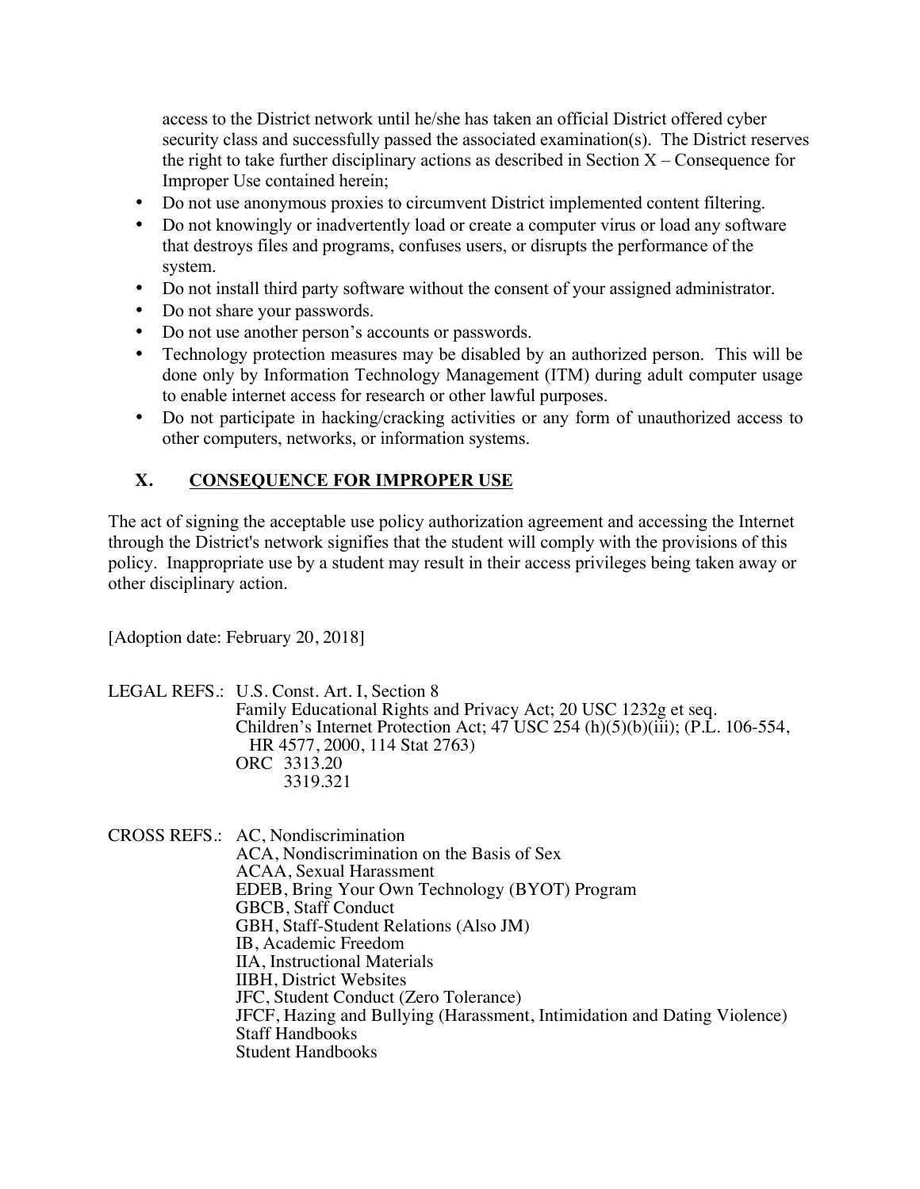access to the District network until he/she has taken an official District offered cyber security class and successfully passed the associated examination(s). The District reserves the right to take further disciplinary actions as described in Section X – Consequence for Improper Use contained herein;

- Do not use anonymous proxies to circumvent District implemented content filtering.
- Do not knowingly or inadvertently load or create a computer virus or load any software that destroys files and programs, confuses users, or disrupts the performance of the system.
- Do not install third party software without the consent of your assigned administrator.
- Do not share your passwords.
- Do not use another person's accounts or passwords.
- Technology protection measures may be disabled by an authorized person. This will be done only by Information Technology Management (ITM) during adult computer usage to enable internet access for research or other lawful purposes.
- Do not participate in hacking/cracking activities or any form of unauthorized access to other computers, networks, or information systems.

## X. CONSEQUENCE FOR IMPROPER USE

The act of signing the acceptable use policy authorization agreement and accessing the Internet through the District's network signifies that the student will comply with the provisions of this policy. Inappropriate use by a student may result in their access privileges being taken away or other disciplinary action.

[Adoption date: February 20, 2018]

LEGAL REFS.:
U.S. Const. Art. I, Section 8
Family Educational Rights and Privacy Act; 20 USC 1232g et seq.
Children's Internet Protection Act; 47 USC 254 (h)(5)(b)(iii); (P.L. 106-554, HR 4577, 2000, 114 Stat 2763)
ORC 3313.20
3319.321

CROSS REFS.:
AC, Nondiscrimination
ACA, Nondiscrimination on the Basis of Sex
ACAA, Sexual Harassment
EDEB, Bring Your Own Technology (BYOT) Program
GBCB, Staff Conduct
GBH, Staff-Student Relations (Also JM)
IB, Academic Freedom
IIA, Instructional Materials
IIBH, District Websites
JFC, Student Conduct (Zero Tolerance)
JFCF, Hazing and Bullying (Harassment, Intimidation and Dating Violence)
Staff Handbooks
Student Handbooks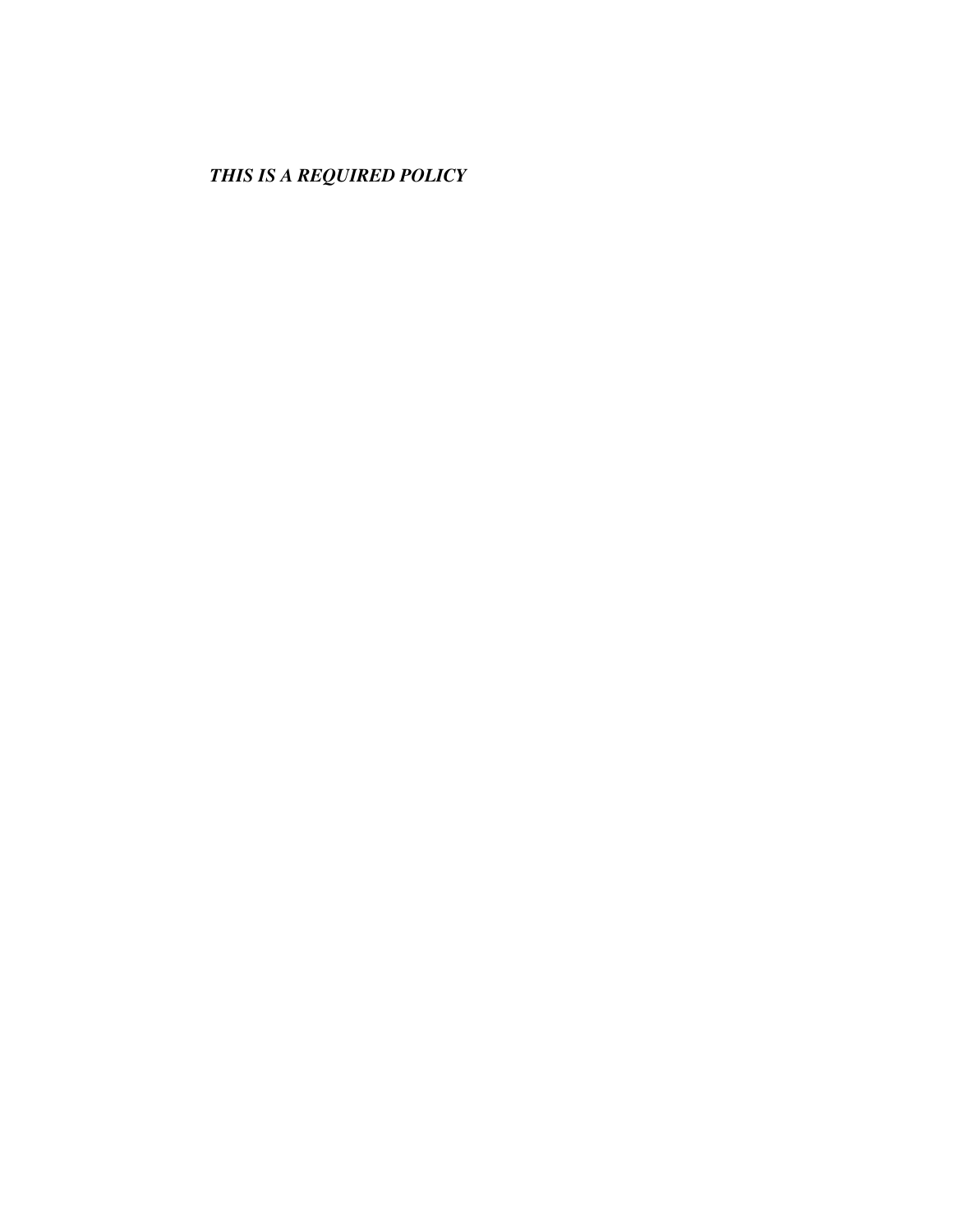***THIS IS A REQUIRED POLICY***